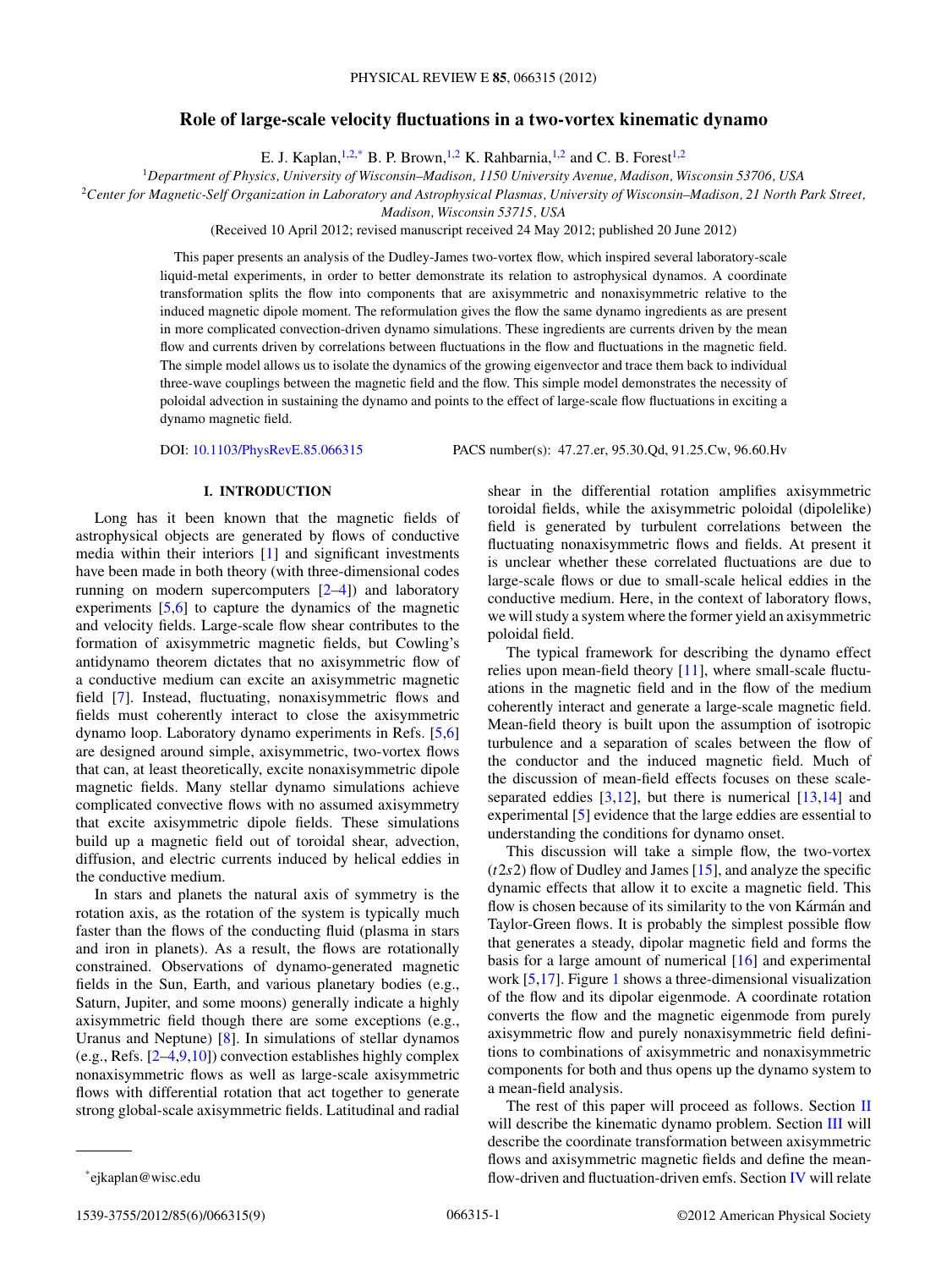# Role of large-scale velocity fluctuations in a two-vortex kinematic dynamo

E. J. Kaplan,[1,2,*] B. P. Brown,[1,2] K. Rahbarnia,[1,2] and C. B. Forest[1,2]

[1]*Department of Physics, University of Wisconsin–Madison, 1150 University Avenue, Madison, Wisconsin 53706, USA*

[2]*Center for Magnetic-Self Organization in Laboratory and Astrophysical Plasmas, University of Wisconsin–Madison, 21 North Park Street, Madison, Wisconsin 53715, USA*

(Received 10 April 2012; revised manuscript received 24 May 2012; published 20 June 2012)

This paper presents an analysis of the Dudley-James two-vortex flow, which inspired several laboratory-scale liquid-metal experiments, in order to better demonstrate its relation to astrophysical dynamos. A coordinate transformation splits the flow into components that are axisymmetric and nonaxisymmetric relative to the induced magnetic dipole moment. The reformulation gives the flow the same dynamo ingredients as are present in more complicated convection-driven dynamo simulations. These ingredients are currents driven by the mean flow and currents driven by correlations between fluctuations in the flow and fluctuations in the magnetic field. The simple model allows us to isolate the dynamics of the growing eigenvector and trace them back to individual three-wave couplings between the magnetic field and the flow. This simple model demonstrates the necessity of poloidal advection in sustaining the dynamo and points to the effect of large-scale flow fluctuations in exciting a dynamo magnetic field.

DOI: 10.1103/PhysRevE.85.066315 PACS number(s): 47.27.er, 95.30.Qd, 91.25.Cw, 96.60.Hv

## I. INTRODUCTION

Long has it been known that the magnetic fields of astrophysical objects are generated by flows of conductive media within their interiors [1] and significant investments have been made in both theory (with three-dimensional codes running on modern supercomputers [2–4]) and laboratory experiments [5,6] to capture the dynamics of the magnetic and velocity fields. Large-scale flow shear contributes to the formation of axisymmetric magnetic fields, but Cowling's antidynamo theorem dictates that no axisymmetric flow of a conductive medium can excite an axisymmetric magnetic field [7]. Instead, fluctuating, nonaxisymmetric flows and fields must coherently interact to close the axisymmetric dynamo loop. Laboratory dynamo experiments in Refs. [5,6] are designed around simple, axisymmetric, two-vortex flows that can, at least theoretically, excite nonaxisymmetric dipole magnetic fields. Many stellar dynamo simulations achieve complicated convective flows with no assumed axisymmetry that excite axisymmetric dipole fields. These simulations build up a magnetic field out of toroidal shear, advection, diffusion, and electric currents induced by helical eddies in the conductive medium.

In stars and planets the natural axis of symmetry is the rotation axis, as the rotation of the system is typically much faster than the flows of the conducting fluid (plasma in stars and iron in planets). As a result, the flows are rotationally constrained. Observations of dynamo-generated magnetic fields in the Sun, Earth, and various planetary bodies (e.g., Saturn, Jupiter, and some moons) generally indicate a highly axisymmetric field though there are some exceptions (e.g., Uranus and Neptune) [8]. In simulations of stellar dynamos (e.g., Refs. [2–4,9,10]) convection establishes highly complex nonaxisymmetric flows as well as large-scale axisymmetric flows with differential rotation that act together to generate strong global-scale axisymmetric fields. Latitudinal and radial shear in the differential rotation amplifies axisymmetric toroidal fields, while the axisymmetric poloidal (dipolelike) field is generated by turbulent correlations between the fluctuating nonaxisymmetric flows and fields. At present it is unclear whether these correlated fluctuations are due to large-scale flows or due to small-scale helical eddies in the conductive medium. Here, in the context of laboratory flows, we will study a system where the former yield an axisymmetric poloidal field.

The typical framework for describing the dynamo effect relies upon mean-field theory [11], where small-scale fluctuations in the magnetic field and in the flow of the medium coherently interact and generate a large-scale magnetic field. Mean-field theory is built upon the assumption of isotropic turbulence and a separation of scales between the flow of the conductor and the induced magnetic field. Much of the discussion of mean-field effects focuses on these scale-separated eddies [3,12], but there is numerical [13,14] and experimental [5] evidence that the large eddies are essential to understanding the conditions for dynamo onset.

This discussion will take a simple flow, the two-vortex ($t2s2$) flow of Dudley and James [15], and analyze the specific dynamic effects that allow it to excite a magnetic field. This flow is chosen because of its similarity to the von Kármán and Taylor-Green flows. It is probably the simplest possible flow that generates a steady, dipolar magnetic field and forms the basis for a large amount of numerical [16] and experimental work [5,17]. Figure 1 shows a three-dimensional visualization of the flow and its dipolar eigenmode. A coordinate rotation converts the flow and the magnetic eigenmode from purely axisymmetric flow and purely nonaxisymmetric field definitions to combinations of axisymmetric and nonaxisymmetric components for both and thus opens up the dynamo system to a mean-field analysis.

The rest of this paper will proceed as follows. Section II will describe the kinematic dynamo problem. Section III will describe the coordinate transformation between axisymmetric flows and axisymmetric magnetic fields and define the mean-flow-driven and fluctuation-driven emfs. Section IV will relate

---

*ejkaplan@wisc.edu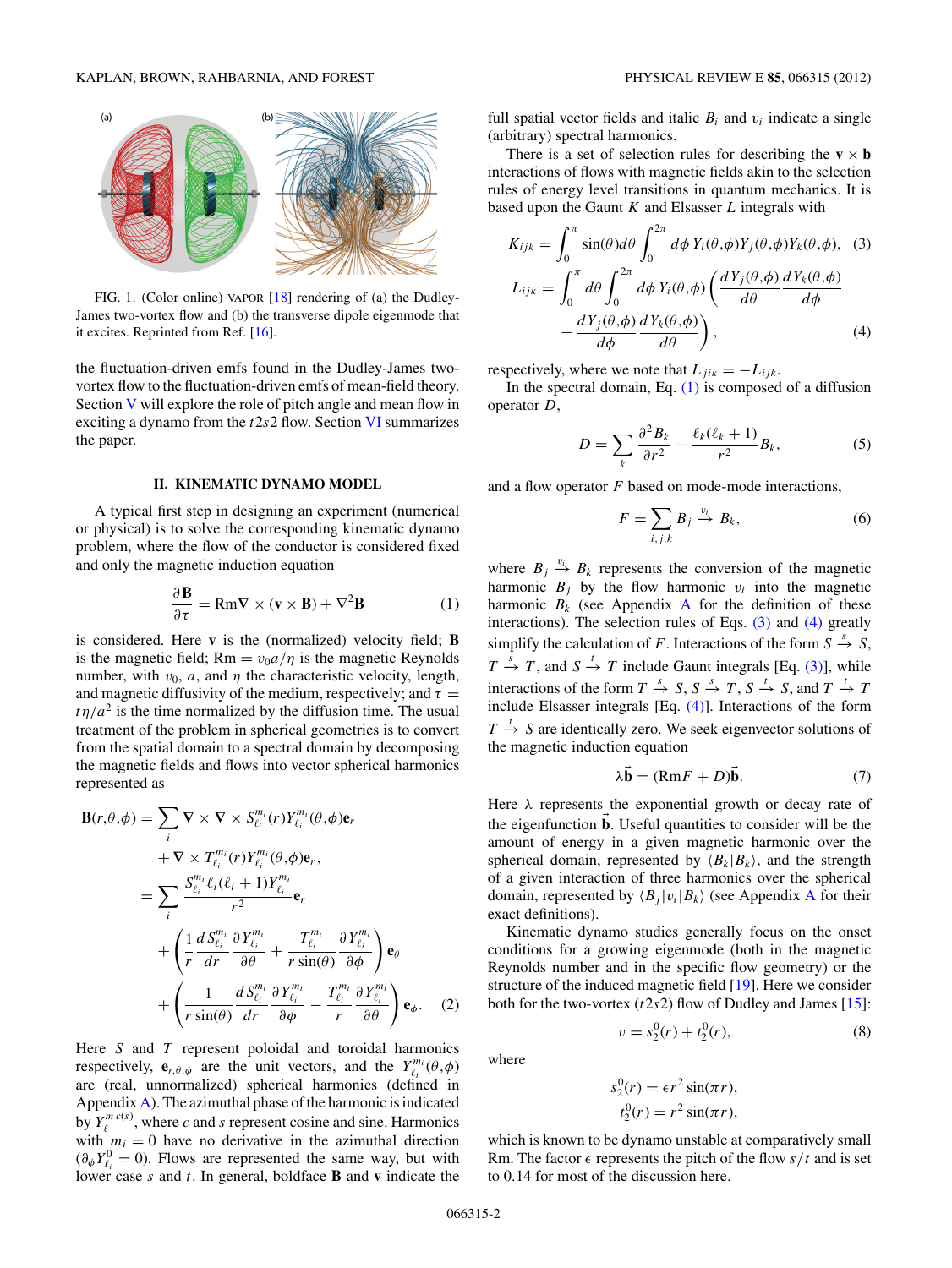FIG. 1. (Color online) VAPOR [18] rendering of (a) the Dudley-James two-vortex flow and (b) the transverse dipole eigenmode that it excites. Reprinted from Ref. [16].

the fluctuation-driven emfs found in the Dudley-James two-vortex flow to the fluctuation-driven emfs of mean-field theory. Section V will explore the role of pitch angle and mean flow in exciting a dynamo from the $t2s2$ flow. Section VI summarizes the paper.

## II. KINEMATIC DYNAMO MODEL

A typical first step in designing an experiment (numerical or physical) is to solve the corresponding kinematic dynamo problem, where the flow of the conductor is considered fixed and only the magnetic induction equation

$$\frac{\partial \mathbf{B}}{\partial \tau} = \text{Rm}\nabla \times (\mathbf{v} \times \mathbf{B}) + \nabla^2 \mathbf{B} \tag{1}$$

is considered. Here $\mathbf{v}$ is the (normalized) velocity field; $\mathbf{B}$ is the magnetic field; $\text{Rm} = v_0 a/\eta$ is the magnetic Reynolds number, with $v_0$, $a$, and $\eta$ the characteristic velocity, length, and magnetic diffusivity of the medium, respectively; and $\tau = t\eta/a^2$ is the time normalized by the diffusion time. The usual treatment of the problem in spherical geometries is to convert from the spatial domain to a spectral domain by decomposing the magnetic fields and flows into vector spherical harmonics represented as

$$\begin{aligned}
\mathbf{B}(r,\theta,\phi) &= \sum_i \nabla \times \nabla \times S_{\ell_i}^{m_i}(r) Y_{\ell_i}^{m_i}(\theta,\phi)\mathbf{e}_r \\
&\quad + \nabla \times T_{\ell_i}^{m_i}(r) Y_{\ell_i}^{m_i}(\theta,\phi)\mathbf{e}_r, \\
&= \sum_i \frac{S_{\ell_i}^{m_i} \ell_i(\ell_i+1) Y_{\ell_i}^{m_i}}{r^2}\mathbf{e}_r \\
&\quad + \left( \frac{1}{r}\frac{dS_{\ell_i}^{m_i}}{dr}\frac{\partial Y_{\ell_i}^{m_i}}{\partial \theta} + \frac{T_{\ell_i}^{m_i}}{r\sin(\theta)}\frac{\partial Y_{\ell_i}^{m_i}}{\partial \phi}\right)\mathbf{e}_\theta \\
&\quad + \left( \frac{1}{r\sin(\theta)}\frac{dS_{\ell_i}^{m_i}}{dr}\frac{\partial Y_{\ell_i}^{m_i}}{\partial \phi} - \frac{T_{\ell_i}^{m_i}}{r}\frac{\partial Y_{\ell_i}^{m_i}}{\partial \theta}\right)\mathbf{e}_\phi.
\end{aligned} \tag{2}$$

Here $S$ and $T$ represent poloidal and toroidal harmonics respectively, $\mathbf{e}_{r,\theta,\phi}$ are the unit vectors, and the $Y_{\ell_i}^{m_i}(\theta,\phi)$ are (real, unnormalized) spherical harmonics (defined in Appendix A). The azimuthal phase of the harmonic is indicated by $Y_\ell^{m\,c(s)}$, where $c$ and $s$ represent cosine and sine. Harmonics with $m_i = 0$ have no derivative in the azimuthal direction ($\partial_\phi Y_{\ell_i}^0 = 0$). Flows are represented the same way, but with lower case $s$ and $t$. In general, boldface $\mathbf{B}$ and $\mathbf{v}$ indicate the full spatial vector fields and italic $B_i$ and $v_i$ indicate a single (arbitrary) spectral harmonics.

There is a set of selection rules for describing the $\mathbf{v} \times \mathbf{b}$ interactions of flows with magnetic fields akin to the selection rules of energy level transitions in quantum mechanics. It is based upon the Gaunt $K$ and Elsasser $L$ integrals with

$$K_{ijk} = \int_0^\pi \sin(\theta)d\theta \int_0^{2\pi} d\phi\, Y_i(\theta,\phi)Y_j(\theta,\phi)Y_k(\theta,\phi), \tag{3}$$

$$\begin{aligned}
L_{ijk} = \int_0^\pi d\theta \int_0^{2\pi} d\phi\, Y_i(\theta,\phi) \bigg( &\frac{dY_j(\theta,\phi)}{d\theta}\frac{dY_k(\theta,\phi)}{d\phi} \\
- &\frac{dY_j(\theta,\phi)}{d\phi}\frac{dY_k(\theta,\phi)}{d\theta}\bigg),
\end{aligned} \tag{4}$$

respectively, where we note that $L_{jik} = -L_{ijk}$.

In the spectral domain, Eq. (1) is composed of a diffusion operator $D$,

$$D = \sum_k \frac{\partial^2 B_k}{\partial r^2} - \frac{\ell_k(\ell_k+1)}{r^2}B_k, \tag{5}$$

and a flow operator $F$ based on mode-mode interactions,

$$F = \sum_{i,j,k} B_j \xrightarrow{v_i} B_k, \tag{6}$$

where $B_j \xrightarrow{v_i} B_k$ represents the conversion of the magnetic harmonic $B_j$ by the flow harmonic $v_i$ into the magnetic harmonic $B_k$ (see Appendix A for the definition of these interactions). The selection rules of Eqs. (3) and (4) greatly simplify the calculation of $F$. Interactions of the form $S \xrightarrow{s} S$, $T \xrightarrow{s} T$, and $S \xrightarrow{t} T$ include Gaunt integrals [Eq. (3)], while interactions of the form $T \xrightarrow{s} S$, $S \xrightarrow{s} T$, $S \xrightarrow{t} S$, and $T \xrightarrow{t} T$ include Elsasser integrals [Eq. (4)]. Interactions of the form $T \xrightarrow{t} S$ are identically zero. We seek eigenvector solutions of the magnetic induction equation

$$\lambda\vec{\mathbf{b}} = (\text{Rm}F + D)\vec{\mathbf{b}}. \tag{7}$$

Here $\lambda$ represents the exponential growth or decay rate of the eigenfunction $\vec{\mathbf{b}}$. Useful quantities to consider will be the amount of energy in a given magnetic harmonic over the spherical domain, represented by $\langle B_k|B_k\rangle$, and the strength of a given interaction of three harmonics over the spherical domain, represented by $\langle B_j|v_i|B_k\rangle$ (see Appendix A for their exact definitions).

Kinematic dynamo studies generally focus on the onset conditions for a growing eigenmode (both in the magnetic Reynolds number and in the specific flow geometry) or the structure of the induced magnetic field [19]. Here we consider both for the two-vortex ($t2s2$) flow of Dudley and James [15]:

$$v = s_2^0(r) + t_2^0(r), \tag{8}$$

where

$$\begin{aligned}
s_2^0(r) &= \epsilon r^2 \sin(\pi r), \\
t_2^0(r) &= r^2 \sin(\pi r),
\end{aligned}$$

which is known to be dynamo unstable at comparatively small Rm. The factor $\epsilon$ represents the pitch of the flow $s/t$ and is set to 0.14 for most of the discussion here.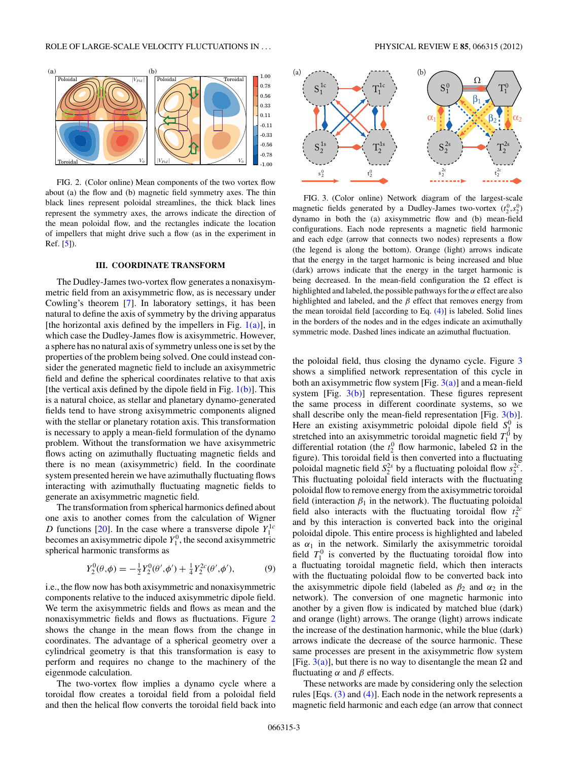(a) Poloidal $|V_{Pol}|$ Toroidal $V_\phi$

(b) Poloidal Toroidal $|V_{Pol}|$ $V_\phi$

1.00
0.78
0.56
0.33
0.11
-0.11
-0.33
-0.56
-0.78
-1.00

FIG. 2. (Color online) Mean components of the two vortex flow about (a) the flow and (b) magnetic field symmetry axes. The thin black lines represent poloidal streamlines, the thick black lines represent the symmetry axes, the arrows indicate the direction of the mean poloidal flow, and the rectangles indicate the location of impellers that might drive such a flow (as in the experiment in Ref. [5]).

## III. COORDINATE TRANSFORM

The Dudley-James two-vortex flow generates a nonaxisymmetric field from an axisymmetric flow, as is necessary under Cowling's theorem [7]. In laboratory settings, it has been natural to define the axis of symmetry by the driving apparatus [the horizontal axis defined by the impellers in Fig. 1(a)], in which case the Dudley-James flow is axisymmetric. However, a sphere has no natural axis of symmetry unless one is set by the properties of the problem being solved. One could instead consider the generated magnetic field to include an axisymmetric field and define the spherical coordinates relative to that axis [the vertical axis defined by the dipole field in Fig. 1(b)]. This is a natural choice, as stellar and planetary dynamo-generated fields tend to have strong axisymmetric components aligned with the stellar or planetary rotation axis. This transformation is necessary to apply a mean-field formulation of the dynamo problem. Without the transformation we have axisymmetric flows acting on azimuthally fluctuating magnetic fields and there is no mean (axisymmetric) field. In the coordinate system presented herein we have azimuthally fluctuating flows interacting with azimuthally fluctuating magnetic fields to generate an axisymmetric magnetic field.

The transformation from spherical harmonics defined about one axis to another comes from the calculation of Wigner $D$ functions [20]. In the case where a transverse dipole $Y_1^{1c}$ becomes an axisymmetric dipole $Y_1^0$, the second axisymmetric spherical harmonic transforms as

$$Y_2^0(\theta,\phi) = -\tfrac{1}{2}Y_2^0(\theta',\phi') + \tfrac{1}{4}Y_2^{2c}(\theta',\phi'), \tag{9}$$

i.e., the flow now has both axisymmetric and nonaxisymmetric components relative to the induced axisymmetric dipole field. We term the axisymmetric fields and flows as mean and the nonaxisymmetric fields and flows as fluctuations. Figure 2 shows the change in the mean flows from the change in coordinates. The advantage of a spherical geometry over a cylindrical geometry is that this transformation is easy to perform and requires no change to the machinery of the eigenmode calculation.

The two-vortex flow implies a dynamo cycle where a toroidal flow creates a toroidal field from a poloidal field and then the helical flow converts the toroidal field back into the poloidal field, thus closing the dynamo cycle. Figure 3 shows a simplified network representation of this cycle in both an axisymmetric flow system [Fig. 3(a)] and a mean-field system [Fig. 3(b)] representation. These figures represent the same process in different coordinate systems, so we shall describe only the mean-field representation [Fig. 3(b)]. Here an existing axisymmetric poloidal dipole field $S_1^0$ is stretched into an axisymmetric toroidal magnetic field $T_1^0$ by differential rotation (the $t_2^0$ flow harmonic, labeled $\Omega$ in the figure). This toroidal field is then converted into a fluctuating poloidal magnetic field $S_2^{2s}$ by a fluctuating poloidal flow $s_2^{2c}$. This fluctuating poloidal field interacts with the fluctuating poloidal flow to remove energy from the axisymmetric toroidal field (interaction $\beta_1$ in the network). The fluctuating poloidal field also interacts with the fluctuating toroidal flow $t_2^{2c}$ and by this interaction is converted back into the original poloidal dipole. This entire process is highlighted and labeled as $\alpha_1$ in the network. Similarly the axisymmetric toroidal field $T_1^0$ is converted by the fluctuating toroidal flow into a fluctuating toroidal magnetic field, which then interacts with the fluctuating poloidal flow to be converted back into the axisymmetric dipole field (labeled as $\beta_2$ and $\alpha_2$ in the network). The conversion of one magnetic harmonic into another by a given flow is indicated by matched blue (dark) and orange (light) arrows. The orange (light) arrows indicate the increase of the destination harmonic, while the blue (dark) arrows indicate the decrease of the source harmonic. These same processes are present in the axisymmetric flow system [Fig. 3(a)], but there is no way to disentangle the mean $\Omega$ and fluctuating $\alpha$ and $\beta$ effects.

These networks are made by considering only the selection rules [Eqs. (3) and (4)]. Each node in the network represents a magnetic field harmonic and each edge (an arrow that connect

(a) $S_1^{1c}$ $T_1^{1c}$ $S_2^{1s}$ $T_2^{1s}$ $s_2^0$ $t_2^0$

(b) $S_1^0$ $\Omega$ $T_1^0$ $\beta_1$ $\alpha_1$ $\beta_2$ $\alpha_2$ $S_2^{2s}$ $T_2^{2s}$ $s_2^{2c}$ $t_2^{2c}$

FIG. 3. (Color online) Network diagram of the largest-scale magnetic fields generated by a Dudley-James two-vortex ($t_2^0$,$s_2^0$) dynamo in both the (a) axisymmetric flow and (b) mean-field configurations. Each node represents a magnetic field harmonic and each edge (arrow that connects two nodes) represents a flow (the legend is along the bottom). Orange (light) arrows indicate that the energy in the target harmonic is being increased and blue (dark) arrows indicate that the energy in the target harmonic is being decreased. In the mean-field configuration the $\Omega$ effect is highlighted and labeled, the possible pathways for the $\alpha$ effect are also highlighted and labeled, and the $\beta$ effect that removes energy from the mean toroidal field [according to Eq. (4)] is labeled. Solid lines in the borders of the nodes and in the edges indicate an aximuthally symmetric mode. Dashed lines indicate an azimuthal fluctuation.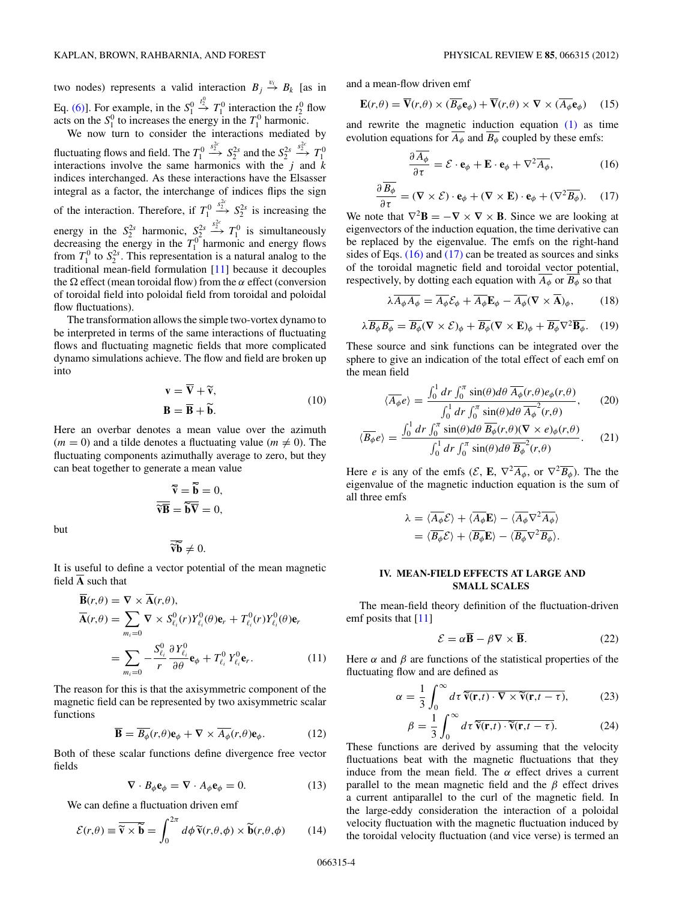two nodes) represents a valid interaction $B_j \xrightarrow{v_i} B_k$ [as in Eq. (6)]. For example, in the $S_1^0 \xrightarrow{t_2^0} T_1^0$ interaction the $t_2^0$ flow acts on the $S_1^0$ to increases the energy in the $T_1^0$ harmonic.

We now turn to consider the interactions mediated by fluctuating flows and field. The $T_1^0 \xrightarrow{s_2^{2c}} S_2^{2s}$ and the $S_2^{2s} \xrightarrow{s_2^{2c}} T_1^0$ interactions involve the same harmonics with the $j$ and $k$ indices interchanged. As these interactions have the Elsasser integral as a factor, the interchange of indices flips the sign of the interaction. Therefore, if $T_1^0 \xrightarrow{s_2^{2c}} S_2^{2s}$ is increasing the energy in the $S_2^{2s}$ harmonic, $S_2^{2s} \xrightarrow{s_2^{2c}} T_1^0$ is simultaneously decreasing the energy in the $T_1^0$ harmonic and energy flows from $T_1^0$ to $S_2^{2s}$. This representation is a natural analog to the traditional mean-field formulation [11] because it decouples the $\Omega$ effect (mean toroidal flow) from the $\alpha$ effect (conversion of toroidal field into poloidal field from toroidal and poloidal flow fluctuations).

The transformation allows the simple two-vortex dynamo to be interpreted in terms of the same interactions of fluctuating flows and fluctuating magnetic fields that more complicated dynamo simulations achieve. The flow and field are broken up into

$$
\begin{aligned}
\mathbf{v} &= \overline{\mathbf{V}} + \widetilde{\mathbf{v}},\\
\mathbf{B} &= \overline{\mathbf{B}} + \widetilde{\mathbf{b}}.
\end{aligned}
\tag{10}
$$

Here an overbar denotes a mean value over the azimuth ($m = 0$) and a tilde denotes a fluctuating value ($m \neq 0$). The fluctuating components azimuthally average to zero, but they can beat together to generate a mean value

$$
\begin{aligned}
\overline{\widetilde{\mathbf{v}}} = \overline{\widetilde{\mathbf{b}}} &= 0,\\
\overline{\widetilde{\mathbf{v}}\overline{\mathbf{B}}} = \overline{\widetilde{\mathbf{b}}\overline{\mathbf{V}}} &= 0,
\end{aligned}
$$

but

$$
\overline{\widetilde{\mathbf{v}}\widetilde{\mathbf{b}}} \neq 0.
$$

It is useful to define a vector potential of the mean magnetic field $\overline{\mathbf{A}}$ such that

$$
\begin{aligned}
\overline{\mathbf{B}}(r,\theta) &= \nabla \times \overline{\mathbf{A}}(r,\theta),\\
\overline{\mathbf{A}}(r,\theta) &= \sum_{m_i=0} \nabla \times S_{\ell_i}^0(r) Y_{\ell_i}^0(\theta)\mathbf{e}_r + T_{\ell_i}^0(r) Y_{\ell_i}^0(\theta)\mathbf{e}_r\\
&= \sum_{m_i=0} -\frac{S_{\ell_i}^0}{r}\frac{\partial Y_{\ell_i}^0}{\partial \theta}\mathbf{e}_\phi + T_{\ell_i}^0\, Y_{\ell_i}^0 \mathbf{e}_r.
\end{aligned}
\tag{11}
$$

The reason for this is that the axisymmetric component of the magnetic field can be represented by two axisymmetric scalar functions

$$
\overline{\mathbf{B}} = \overline{B_\phi}(r,\theta)\mathbf{e}_\phi + \nabla \times \overline{A_\phi}(r,\theta)\mathbf{e}_\phi. \tag{12}
$$

Both of these scalar functions define divergence free vector fields

$$
\nabla \cdot B_\phi \mathbf{e}_\phi = \nabla \cdot A_\phi \mathbf{e}_\phi = 0. \tag{13}
$$

We can define a fluctuation driven emf

$$
\mathcal{E}(r,\theta) \equiv \overline{\widetilde{\mathbf{v}} \times \widetilde{\mathbf{b}}} = \int_0^{2\pi} d\phi\, \widetilde{\mathbf{v}}(r,\theta,\phi) \times \widetilde{\mathbf{b}}(r,\theta,\phi) \tag{14}
$$

and a mean-flow driven emf

$$
\mathbf{E}(r,\theta) = \overline{\mathbf{V}}(r,\theta) \times (\overline{B_\phi}\mathbf{e}_\phi) + \overline{\mathbf{V}}(r,\theta) \times \nabla \times (\overline{A_\phi}\mathbf{e}_\phi) \tag{15}
$$

and rewrite the magnetic induction equation (1) as time evolution equations for $\overline{A_\phi}$ and $\overline{B_\phi}$ coupled by these emfs:

$$
\frac{\partial \overline{A_\phi}}{\partial \tau} = \mathcal{E} \cdot \mathbf{e}_\phi + \mathbf{E} \cdot \mathbf{e}_\phi + \nabla^2 \overline{A_\phi}, \tag{16}
$$

$$
\frac{\partial \overline{B_\phi}}{\partial \tau} = (\nabla \times \mathcal{E}) \cdot \mathbf{e}_\phi + (\nabla \times \mathbf{E}) \cdot \mathbf{e}_\phi + (\nabla^2 \overline{B_\phi}). \tag{17}
$$

We note that $\nabla^2 \mathbf{B} = -\nabla \times \nabla \times \mathbf{B}$. Since we are looking at eigenvectors of the induction equation, the time derivative can be replaced by the eigenvalue. The emfs on the right-hand sides of Eqs. (16) and (17) can be treated as sources and sinks of the toroidal magnetic field and toroidal vector potential, respectively, by dotting each equation with $\overline{A_\phi}$ or $\overline{B_\phi}$ so that

$$
\lambda \overline{A_\phi A_\phi} = \overline{A_\phi}\mathcal{E}_\phi + \overline{A_\phi}\mathbf{E}_\phi - \overline{A_\phi}(\nabla \times \mathbf{A})_\phi, \tag{18}
$$

$$
\lambda \overline{B_\phi B_\phi} = \overline{B_\phi}(\nabla \times \mathcal{E})_\phi + \overline{B_\phi}(\nabla \times \mathbf{E})_\phi + \overline{B_\phi}\nabla^2 \overline{\mathbf{B}_\phi}. \tag{19}
$$

These source and sink functions can be integrated over the sphere to give an indication of the total effect of each emf on the mean field

$$
\langle \overline{A_\phi} e \rangle = \frac{\int_0^1 dr \int_0^\pi \sin(\theta) d\theta\, \overline{A_\phi}(r,\theta) e_\phi(r,\theta)}{\int_0^1 dr \int_0^\pi \sin(\theta) d\theta\, \overline{A_\phi}^2(r,\theta)}, \tag{20}
$$

$$
\langle \overline{B_\phi} e \rangle = \frac{\int_0^1 dr \int_0^\pi \sin(\theta) d\theta\, \overline{B_\phi}(r,\theta)(\nabla \times e)_\phi(r,\theta)}{\int_0^1 dr \int_0^\pi \sin(\theta) d\theta\, \overline{B_\phi}^2(r,\theta)}. \tag{21}
$$

Here $e$ is any of the emfs ($\mathcal{E}$, $\mathbf{E}$, $\nabla^2 \overline{A_\phi}$, or $\nabla^2 \overline{B_\phi}$). The the eigenvalue of the magnetic induction equation is the sum of all three emfs

$$
\begin{aligned}
\lambda &= \langle \overline{A_\phi}\mathcal{E} \rangle + \langle \overline{A_\phi}\mathbf{E} \rangle - \langle \overline{A_\phi}\nabla^2 \overline{A_\phi} \rangle\\
&= \langle \overline{B_\phi}\mathcal{E} \rangle + \langle \overline{B_\phi}\mathbf{E} \rangle - \langle \overline{B_\phi}\nabla^2 \overline{B_\phi} \rangle.
\end{aligned}
$$

## IV. MEAN-FIELD EFFECTS AT LARGE AND SMALL SCALES

The mean-field theory definition of the fluctuation-driven emf posits that [11]

$$
\mathcal{E} = \alpha \overline{\mathbf{B}} - \beta \nabla \times \overline{\mathbf{B}}. \tag{22}
$$

Here $\alpha$ and $\beta$ are functions of the statistical properties of the fluctuating flow and are defined as

$$
\alpha = \frac{1}{3}\int_0^\infty d\tau\, \overline{\widetilde{\mathbf{v}}(\mathbf{r},t) \cdot \nabla \times \widetilde{\mathbf{v}}(\mathbf{r},t-\tau)}, \tag{23}
$$

$$
\beta = \frac{1}{3}\int_0^\infty d\tau\, \overline{\widetilde{\mathbf{v}}(\mathbf{r},t) \cdot \widetilde{\mathbf{v}}(\mathbf{r},t-\tau)}. \tag{24}
$$

These functions are derived by assuming that the velocity fluctuations beat with the magnetic fluctuations that they induce from the mean field. The $\alpha$ effect drives a current parallel to the mean magnetic field and the $\beta$ effect drives a current antiparallel to the curl of the magnetic field. In the large-eddy consideration the interaction of a poloidal velocity fluctuation with the magnetic fluctuation induced by the toroidal velocity fluctuation (and vice verse) is termed an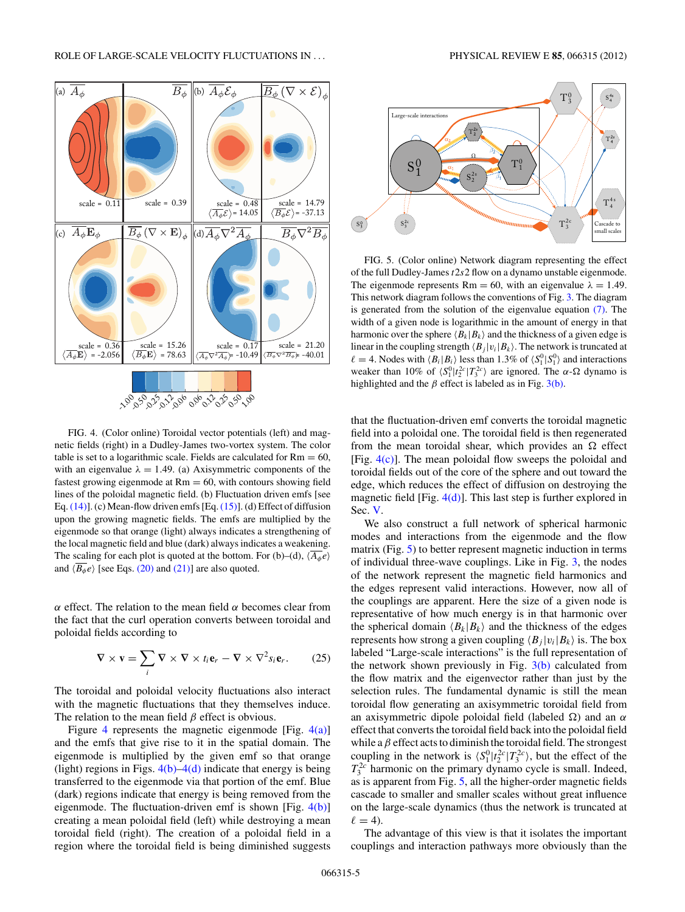(a) $\overline{A_\phi}$ $\overline{B_\phi}$

scale = 0.11 scale = 0.39

(b) $\overline{A_\phi \mathcal{E}_\phi}$ $\overline{B_\phi}(\nabla \times \mathcal{E})_\phi$

scale = 0.48 scale = 14.79

$\langle \overline{A_\phi \mathcal{E}} \rangle$ = 14.05 $\langle \overline{B_\phi \mathcal{E}} \rangle$ = -37.13

(c) $\overline{A_\phi \mathbf{E}_\phi}$ $\overline{B_\phi}(\nabla \times \mathbf{E})_\phi$

scale = 0.36 scale = 15.26

$\langle \overline{A_\phi \mathbf{E}} \rangle$ = -2.056 $\langle \overline{B_\phi \mathbf{E}} \rangle$ = 78.63

(d) $\overline{A_\phi} \nabla^2 \overline{A_\phi}$ $\overline{B_\phi} \nabla^2 \overline{B_\phi}$

scale = 0.17 scale = 21.20

$\langle \overline{A_\phi} \nabla^2 \overline{A_\phi} \rangle$ = -10.49 $\langle \overline{B_\phi} \nabla^2 \overline{B_\phi} \rangle$ = -40.01

-1.00 -0.50 -0.25 -0.12 -0.06 0.06 0.12 0.25 0.50 1.00

FIG. 4. (Color online) Toroidal vector potentials (left) and magnetic fields (right) in a Dudley-James two-vortex system. The color table is set to a logarithmic scale. Fields are calculated for Rm = 60, with an eigenvalue $\lambda = 1.49$. (a) Axisymmetric components of the fastest growing eigenmode at Rm = 60, with contours showing field lines of the poloidal magnetic field. (b) Fluctuation driven emfs [see Eq. (14)]. (c) Mean-flow driven emfs [Eq. (15)]. (d) Effect of diffusion upon the growing magnetic fields. The emfs are multiplied by the eigenmode so that orange (light) always indicates a strengthening of the local magnetic field and blue (dark) always indicates a weakening. The scaling for each plot is quoted at the bottom. For (b)–(d), $\langle \overline{A_\phi} e \rangle$ and $\langle \overline{B_\phi} e \rangle$ [see Eqs. (20) and (21)] are also quoted.

$\alpha$ effect. The relation to the mean field $\alpha$ becomes clear from the fact that the curl operation converts between toroidal and poloidal fields according to

$$\nabla \times \mathbf{v} = \sum_i \nabla \times \nabla \times t_i \mathbf{e}_r - \nabla \times \nabla^2 s_i \mathbf{e}_r. \tag{25}$$

The toroidal and poloidal velocity fluctuations also interact with the magnetic fluctuations that they themselves induce. The relation to the mean field $\beta$ effect is obvious.

Figure 4 represents the magnetic eigenmode [Fig. 4(a)] and the emfs that give rise to it in the spatial domain. The eigenmode is multiplied by the given emf so that orange (light) regions in Figs. 4(b)–4(d) indicate that energy is being transferred to the eigenmode via that portion of the emf. Blue (dark) regions indicate that energy is being removed from the eigenmode. The fluctuation-driven emf is shown [Fig. 4(b)] creating a mean poloidal field (left) while destroying a mean toroidal field (right). The creation of a poloidal field in a region where the toroidal field is being diminished suggests that the fluctuation-driven emf converts the toroidal magnetic field into a poloidal one. The toroidal field is then regenerated from the mean toroidal shear, which provides an $\Omega$ effect [Fig. 4(c)]. The mean poloidal flow sweeps the poloidal and toroidal fields out of the core of the sphere and out toward the edge, which reduces the effect of diffusion on destroying the magnetic field [Fig. 4(d)]. This last step is further explored in Sec. V.

Large-scale interactions

Cascade to small scales

$S_1^0$ $T_1^0$ $T_2^{2s}$ $S_2^{2s}$ $T_3^0$ $S_4^{4s}$ $T_4^{2s}$ $T_4^{4s}$ $T_3^{2c}$ $S_3^0$ $S_3^{2c}$ $\alpha_1$ $\alpha_2$ $\beta_1$ $\beta_2$ $\Omega$

FIG. 5. (Color online) Network diagram representing the effect of the full Dudley-James $t2s2$ flow on a dynamo unstable eigenmode. The eigenmode represents Rm = 60, with an eigenvalue $\lambda = 1.49$. This network diagram follows the conventions of Fig. 3. The diagram is generated from the solution of the eigenvalue equation (7). The width of a given node is logarithmic in the amount of energy in that harmonic over the sphere $\langle B_k | B_k \rangle$ and the thickness of a given edge is linear in the coupling strength $\langle B_j | v_i | B_k \rangle$. The network is truncated at $\ell = 4$. Nodes with $\langle B_i | B_i \rangle$ less than 1.3% of $\langle S_1^0 | S_1^0 \rangle$ and interactions weaker than 10% of $\langle S_1^0 | t_2^{2c} | T_3^{2c} \rangle$ are ignored. The $\alpha$-$\Omega$ dynamo is highlighted and the $\beta$ effect is labeled as in Fig. 3(b).

We also construct a full network of spherical harmonic modes and interactions from the eigenmode and the flow matrix (Fig. 5) to better represent magnetic induction in terms of individual three-wave couplings. Like in Fig. 3, the nodes of the network represent the magnetic field harmonics and the edges represent valid interactions. However, now all of the couplings are apparent. Here the size of a given node is representative of how much energy is in that harmonic over the spherical domain $\langle B_k | B_k \rangle$ and the thickness of the edges represents how strong a given coupling $\langle B_j | v_i | B_k \rangle$ is. The box labeled "Large-scale interactions" is the full representation of the network shown previously in Fig. 3(b) calculated from the flow matrix and the eigenvector rather than just by the selection rules. The fundamental dynamic is still the mean toroidal flow generating an axisymmetric toroidal field from an axisymmetric dipole poloidal field (labeled $\Omega$) and an $\alpha$ effect that converts the toroidal field back into the poloidal field while a $\beta$ effect acts to diminish the toroidal field. The strongest coupling in the network is $\langle S_1^0 | t_2^{2c} | T_3^{2c} \rangle$, but the effect of the $T_3^{2c}$ harmonic on the primary dynamo cycle is small. Indeed, as is apparent from Fig. 5, all the higher-order magnetic fields cascade to smaller and smaller scales without great influence on the large-scale dynamics (thus the network is truncated at $\ell = 4$).

The advantage of this view is that it isolates the important couplings and interaction pathways more obviously than the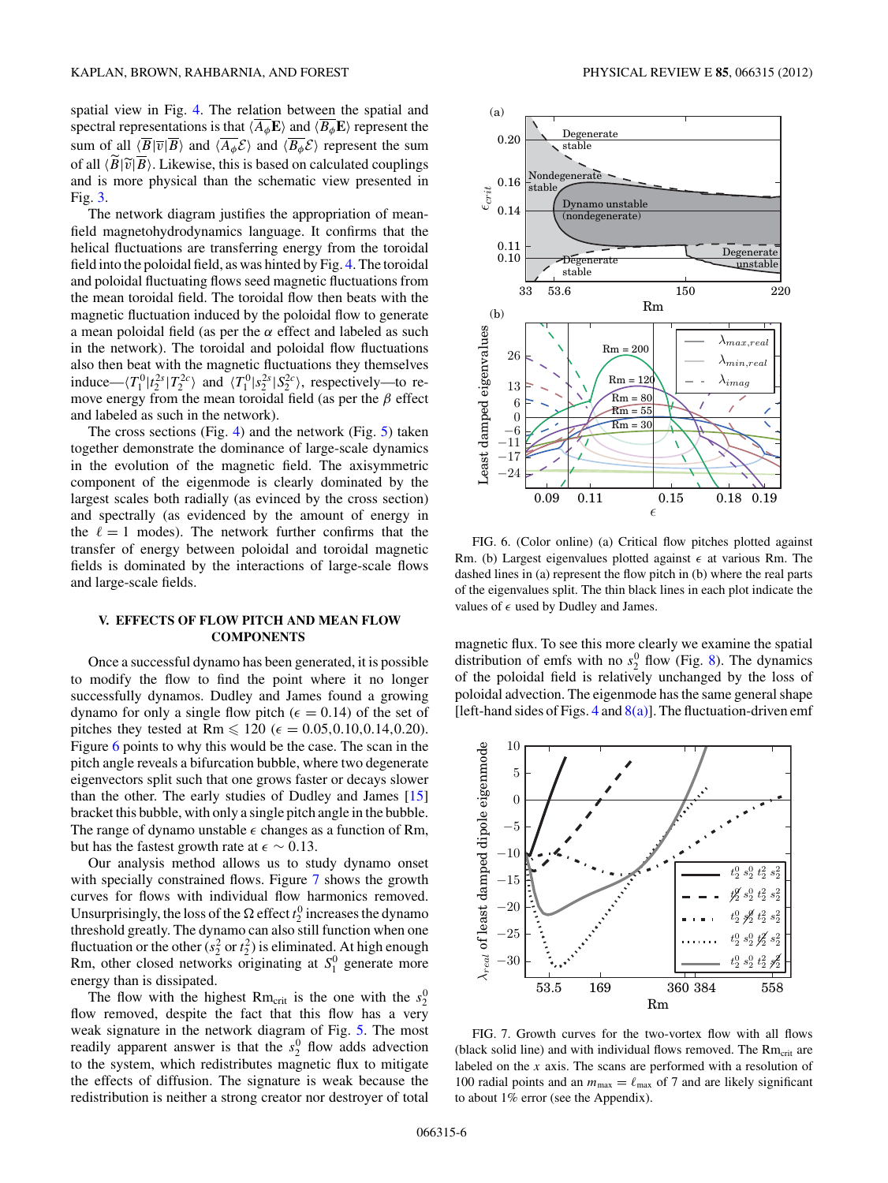spatial view in Fig. 4. The relation between the spatial and spectral representations is that $\langle \overline{A_\phi}\mathbf{E}\rangle$ and $\langle \overline{B_\phi}\mathbf{E}\rangle$ represent the sum of all $\langle \overline{B}|\overline{v}|\overline{B}\rangle$ and $\langle \overline{A_\phi}\mathcal{E}\rangle$ and $\langle \overline{B_\phi}\mathcal{E}\rangle$ represent the sum of all $\langle \widetilde{B}|\widetilde{v}|\overline{B}\rangle$. Likewise, this is based on calculated couplings and is more physical than the schematic view presented in Fig. 3.

The network diagram justifies the appropriation of mean-field magnetohydrodynamics language. It confirms that the helical fluctuations are transferring energy from the toroidal field into the poloidal field, as was hinted by Fig. 4. The toroidal and poloidal fluctuating flows seed magnetic fluctuations from the mean toroidal field. The toroidal flow then beats with the magnetic fluctuation induced by the poloidal flow to generate a mean poloidal field (as per the $\alpha$ effect and labeled as such in the network). The toroidal and poloidal flow fluctuations also then beat with the magnetic fluctuations they themselves induce—$\langle T_1^0|t_2^{2s}|T_2^{2c}\rangle$ and $\langle T_1^0|s_2^{2s}|S_2^{2c}\rangle$, respectively—to remove energy from the mean toroidal field (as per the $\beta$ effect and labeled as such in the network).

The cross sections (Fig. 4) and the network (Fig. 5) taken together demonstrate the dominance of large-scale dynamics in the evolution of the magnetic field. The axisymmetric component of the eigenmode is clearly dominated by the largest scales both radially (as evinced by the cross section) and spectrally (as evidenced by the amount of energy in the $\ell = 1$ modes). The network further confirms that the transfer of energy between poloidal and toroidal magnetic fields is dominated by the interactions of large-scale flows and large-scale fields.

## V. EFFECTS OF FLOW PITCH AND MEAN FLOW COMPONENTS

Once a successful dynamo has been generated, it is possible to modify the flow to find the point where it no longer successfully dynamos. Dudley and James found a growing dynamo for only a single flow pitch ($\epsilon = 0.14$) of the set of pitches they tested at Rm $\leqslant 120$ ($\epsilon = 0.05, 0.10, 0.14, 0.20$). Figure 6 points to why this would be the case. The scan in the pitch angle reveals a bifurcation bubble, where two degenerate eigenvectors split such that one grows faster or decays slower than the other. The early studies of Dudley and James [15] bracket this bubble, with only a single pitch angle in the bubble. The range of dynamo unstable $\epsilon$ changes as a function of Rm, but has the fastest growth rate at $\epsilon \sim 0.13$.

Our analysis method allows us to study dynamo onset with specially constrained flows. Figure 7 shows the growth curves for flows with individual flow harmonics removed. Unsurprisingly, the loss of the $\Omega$ effect $t_2^0$ increases the dynamo threshold greatly. The dynamo can also still function when one fluctuation or the other ($s_2^2$ or $t_2^2$) is eliminated. At high enough Rm, other closed networks originating at $S_1^0$ generate more energy than is dissipated.

The flow with the highest Rm$_{\text{crit}}$ is the one with the $s_2^0$ flow removed, despite the fact that this flow has a very weak signature in the network diagram of Fig. 5. The most readily apparent answer is that the $s_2^0$ flow adds advection to the system, which redistributes magnetic flux to mitigate the effects of diffusion. The signature is weak because the redistribution is neither a strong creator nor destroyer of total

(a)
$\epsilon_{crit}$
0.20
0.16
0.14
0.11
0.10
Degenerate stable
Nondegenerate stable
Dynamo unstable (nondegenerate)
Degenerate unstable
Degenerate stable
33 53.6 150 220
Rm

(b)
Least damped eigenvalues
26
13
6
0
−6
−11
−17
−24
Rm = 200
Rm = 120
Rm = 80
Rm = 55
Rm = 30
$\lambda_{max,real}$
$\lambda_{min,real}$
$\lambda_{imag}$
0.09 0.11 0.15 0.18 0.19
$\epsilon$

FIG. 6. (Color online) (a) Critical flow pitches plotted against Rm. (b) Largest eigenvalues plotted against $\epsilon$ at various Rm. The dashed lines in (a) represent the flow pitch in (b) where the real parts of the eigenvalues split. The thin black lines in each plot indicate the values of $\epsilon$ used by Dudley and James.

magnetic flux. To see this more clearly we examine the spatial distribution of emfs with no $s_2^0$ flow (Fig. 8). The dynamics of the poloidal field is relatively unchanged by the loss of poloidal advection. The eigenmode has the same general shape [left-hand sides of Figs. 4 and 8(a)]. The fluctuation-driven emf

$\lambda_{real}$ of least damped dipole eigenmode
10
5
0
−5
−10
−15
−20
−25
−30
53.5 169 360 384 558
Rm
$t_2^0\ s_2^0\ t_2^2\ s_2^2$
$\not{t}_2^0\ s_2^0\ t_2^2\ s_2^2$
$t_2^0\ \not{s}_2^0\ t_2^2\ s_2^2$
$t_2^0\ s_2^0\ \not{t}_2^2\ s_2^2$
$t_2^0\ s_2^0\ t_2^2\ \not{s}_2^2$

FIG. 7. Growth curves for the two-vortex flow with all flows (black solid line) and with individual flows removed. The Rm$_{\text{crit}}$ are labeled on the $x$ axis. The scans are performed with a resolution of 100 radial points and an $m_{\max} = \ell_{\max}$ of 7 and are likely significant to about 1% error (see the Appendix).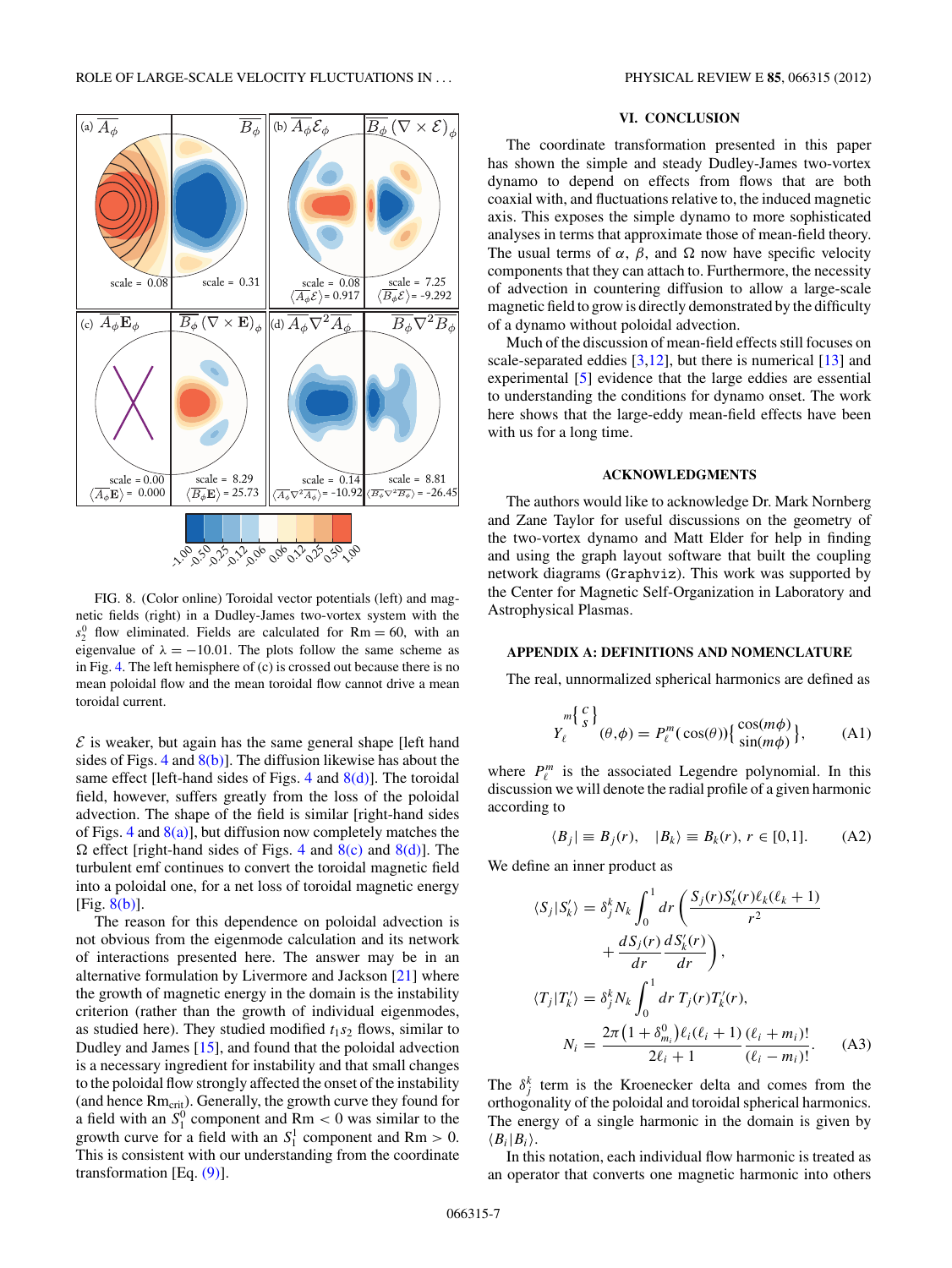(a) $\overline{A_\phi}$

$\overline{B_\phi}$

scale = 0.08

scale = 0.31

(b) $\overline{A_\phi \mathcal{E}_\phi}$

$\overline{B_\phi (\nabla \times \mathcal{E})_\phi}$

scale = 0.08

$\langle \overline{A_\phi \mathcal{E}} \rangle$ = 0.917

scale = 7.25

$\langle \overline{B_\phi \mathcal{E}} \rangle$ = -9.292

(c) $\overline{A_\phi \mathbf{E}_\phi}$

$\overline{B_\phi (\nabla \times \mathbf{E})_\phi}$

scale = 0.00

$\langle \overline{A_\phi \mathbf{E}} \rangle$ = 0.000

scale = 8.29

$\langle \overline{B_\phi \mathbf{E}} \rangle$ = 25.73

(d) $\overline{A_\phi \nabla^2 A_\phi}$

$\overline{B_\phi \nabla^2 B_\phi}$

scale = 0.14

$\langle \overline{A_\phi \nabla^2 A_\phi} \rangle$ = -10.92

scale = 8.81

$\langle \overline{B_\phi \nabla^2 B_\phi} \rangle$ = -26.45

-1.00 -0.50 -0.25 -0.12 -0.06 0.06 0.12 0.25 0.50 1.00

FIG. 8. (Color online) Toroidal vector potentials (left) and magnetic fields (right) in a Dudley-James two-vortex system with the $s_2^0$ flow eliminated. Fields are calculated for Rm = 60, with an eigenvalue of $\lambda = -10.01$. The plots follow the same scheme as in Fig. 4. The left hemisphere of (c) is crossed out because there is no mean poloidal flow and the mean toroidal flow cannot drive a mean toroidal current.

$\mathcal{E}$ is weaker, but again has the same general shape [left hand sides of Figs. 4 and 8(b)]. The diffusion likewise has about the same effect [left-hand sides of Figs. 4 and 8(d)]. The toroidal field, however, suffers greatly from the loss of the poloidal advection. The shape of the field is similar [right-hand sides of Figs. 4 and 8(a)], but diffusion now completely matches the $\Omega$ effect [right-hand sides of Figs. 4 and 8(c) and 8(d)]. The turbulent emf continues to convert the toroidal magnetic field into a poloidal one, for a net loss of toroidal magnetic energy [Fig. 8(b)].

The reason for this dependence on poloidal advection is not obvious from the eigenmode calculation and its network of interactions presented here. The answer may be in an alternative formulation by Livermore and Jackson [21] where the growth of magnetic energy in the domain is the instability criterion (rather than the growth of individual eigenmodes, as studied here). They studied modified $t_1 s_2$ flows, similar to Dudley and James [15], and found that the poloidal advection is a necessary ingredient for instability and that small changes to the poloidal flow strongly affected the onset of the instability (and hence $\text{Rm}_{\text{crit}}$). Generally, the growth curve they found for a field with an $S_1^0$ component and Rm $< 0$ was similar to the growth curve for a field with an $S_1^1$ component and Rm $> 0$. This is consistent with our understanding from the coordinate transformation [Eq. (9)].

## VI. CONCLUSION

The coordinate transformation presented in this paper has shown the simple and steady Dudley-James two-vortex dynamo to depend on effects from flows that are both coaxial with, and fluctuations relative to, the induced magnetic axis. This exposes the simple dynamo to more sophisticated analyses in terms that approximate those of mean-field theory. The usual terms of $\alpha$, $\beta$, and $\Omega$ now have specific velocity components that they can attach to. Furthermore, the necessity of advection in countering diffusion to allow a large-scale magnetic field to grow is directly demonstrated by the difficulty of a dynamo without poloidal advection.

Much of the discussion of mean-field effects still focuses on scale-separated eddies [3,12], but there is numerical [13] and experimental [5] evidence that the large eddies are essential to understanding the conditions for dynamo onset. The work here shows that the large-eddy mean-field effects have been with us for a long time.

## ACKNOWLEDGMENTS

The authors would like to acknowledge Dr. Mark Nornberg and Zane Taylor for useful discussions on the geometry of the two-vortex dynamo and Matt Elder for help in finding and using the graph layout software that built the coupling network diagrams (`Graphviz`). This work was supported by the Center for Magnetic Self-Organization in Laboratory and Astrophysical Plasmas.

## APPENDIX A: DEFINITIONS AND NOMENCLATURE

The real, unnormalized spherical harmonics are defined as

$$Y_\ell^{m\left\{\begin{smallmatrix} c \\ s \end{smallmatrix}\right\}}(\theta,\phi) = P_\ell^m(\cos(\theta))\left\{\begin{matrix} \cos(m\phi) \\ \sin(m\phi) \end{matrix}\right\}, \qquad \text{(A1)}$$

where $P_\ell^m$ is the associated Legendre polynomial. In this discussion we will denote the radial profile of a given harmonic according to

$$\langle B_j| \equiv B_j(r), \quad |B_k\rangle \equiv B_k(r),\ r \in [0,1]. \qquad \text{(A2)}$$

We define an inner product as

$$\begin{aligned}
\langle S_j|S_k'\rangle &= \delta_j^k N_k \int_0^1 dr \left( \frac{S_j(r)S_k'(r)\ell_k(\ell_k+1)}{r^2} + \frac{dS_j(r)}{dr}\frac{dS_k'(r)}{dr} \right), \\
\langle T_j|T_k'\rangle &= \delta_j^k N_k \int_0^1 dr\, T_j(r)T_k'(r), \\
N_i &= \frac{2\pi\left(1+\delta_{m_i}^0\right)\ell_i(\ell_i+1)}{2\ell_i+1}\frac{(\ell_i+m_i)!}{(\ell_i-m_i)!}.
\end{aligned} \qquad \text{(A3)}$$

The $\delta_j^k$ term is the Kroenecker delta and comes from the orthogonality of the poloidal and toroidal spherical harmonics. The energy of a single harmonic in the domain is given by $\langle B_i|B_i\rangle$.

In this notation, each individual flow harmonic is treated as an operator that converts one magnetic harmonic into others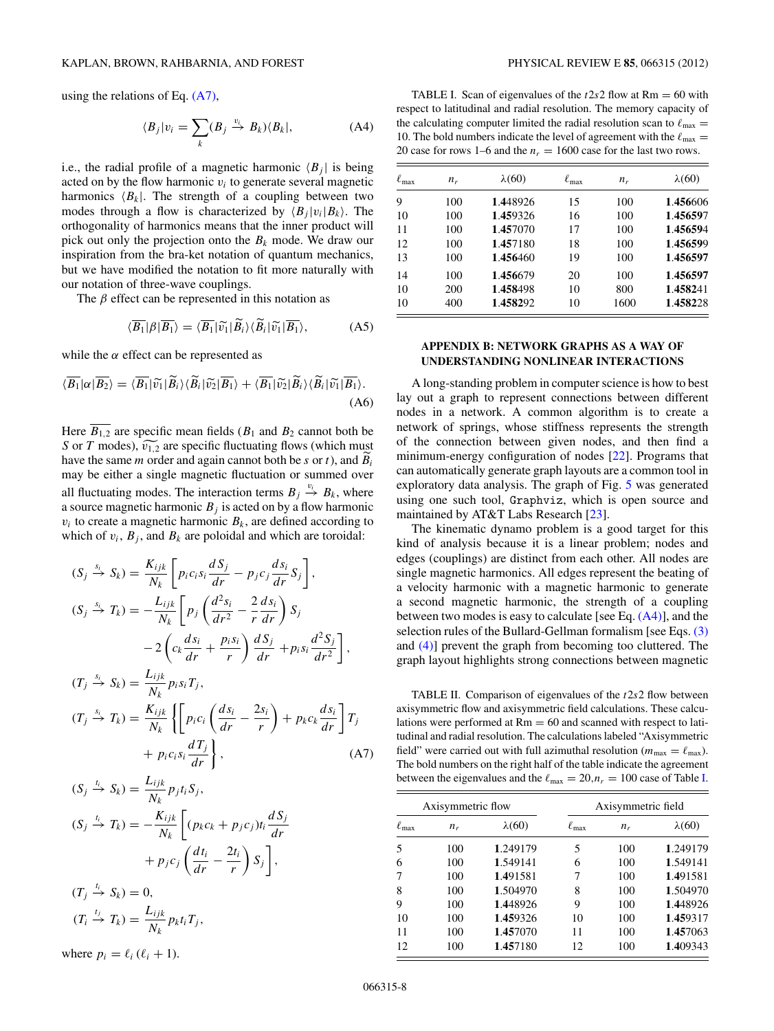using the relations of Eq. (A7),

$$\langle B_j | v_i = \sum_k (B_j \xrightarrow{v_i} B_k)\langle B_k|, \tag{A4}$$

i.e., the radial profile of a magnetic harmonic $\langle B_j|$ is being acted on by the flow harmonic $v_i$ to generate several magnetic harmonics $\langle B_k|$. The strength of a coupling between two modes through a flow is characterized by $\langle B_j|v_i|B_k\rangle$. The orthogonality of harmonics means that the inner product will pick out only the projection onto the $B_k$ mode. We draw our inspiration from the bra-ket notation of quantum mechanics, but we have modified the notation to fit more naturally with our notation of three-wave couplings.

The $\beta$ effect can be represented in this notation as

$$\langle \overline{B_1}|\beta|\overline{B_1}\rangle = \langle \overline{B_1}|\widetilde{v_1}|\widetilde{B_i}\rangle\langle \widetilde{B_i}|\widetilde{v_1}|\overline{B_1}\rangle, \tag{A5}$$

while the $\alpha$ effect can be represented as

$$\langle \overline{B_1}|\alpha|\overline{B_2}\rangle = \langle \overline{B_1}|\widetilde{v_1}|\widetilde{B_i}\rangle\langle \widetilde{B_i}|\widetilde{v_2}|\overline{B_1}\rangle + \langle \overline{B_1}|\widetilde{v_2}|\widetilde{B_i}\rangle\langle \widetilde{B_i}|\widetilde{v_1}|\overline{B_1}\rangle. \tag{A6}$$

Here $\overline{B_{1,2}}$ are specific mean fields ($B_1$ and $B_2$ cannot both be $S$ or $T$ modes), $\widetilde{v_{1,2}}$ are specific fluctuating flows (which must have the same $m$ order and again cannot both be $s$ or $t$), and $\widetilde{B_i}$ may be either a single magnetic fluctuation or summed over all fluctuating modes. The interaction terms $B_j \xrightarrow{v_i} B_k$, where a source magnetic harmonic $B_j$ is acted on by a flow harmonic $v_i$ to create a magnetic harmonic $B_k$, are defined according to which of $v_i$, $B_j$, and $B_k$ are poloidal and which are toroidal:

$$
\begin{aligned}
(S_j \xrightarrow{s_i} S_k) &= \frac{K_{ijk}}{N_k}\left[p_i c_i s_i \frac{dS_j}{dr} - p_j c_j \frac{ds_i}{dr} S_j\right],\\
(S_j \xrightarrow{s_i} T_k) &= -\frac{L_{ijk}}{N_k}\left[p_j\left(\frac{d^2 s_i}{dr^2} - \frac{2}{r}\frac{ds_i}{dr}\right)S_j \right.\\
&\quad \left. - 2\left(c_k \frac{ds_i}{dr} + \frac{p_i s_i}{r}\right)\frac{dS_j}{dr} + p_i s_i \frac{d^2 S_j}{dr^2}\right],\\
(T_j \xrightarrow{s_i} S_k) &= \frac{L_{ijk}}{N_k} p_i s_i T_j,\\
(T_j \xrightarrow{s_i} T_k) &= \frac{K_{ijk}}{N_k}\left\{\left[p_i c_i\left(\frac{ds_i}{dr} - \frac{2s_i}{r}\right) + p_k c_k \frac{ds_i}{dr}\right]T_j \right.\\
&\quad \left. + p_i c_i s_i \frac{dT_j}{dr}\right\},
\end{aligned} \tag{A7}
$$

$$
\begin{aligned}
(S_j \xrightarrow{t_i} S_k) &= \frac{L_{ijk}}{N_k} p_j t_i S_j,\\
(S_j \xrightarrow{t_i} T_k) &= -\frac{K_{ijk}}{N_k}\left[(p_k c_k + p_j c_j) t_i \frac{dS_j}{dr} \right.\\
&\quad \left. + p_j c_j\left(\frac{dt_i}{dr} - \frac{2t_i}{r}\right)S_j\right],\\
(T_j \xrightarrow{t_i} S_k) &= 0,\\
(T_i \xrightarrow{t_j} T_k) &= \frac{L_{ijk}}{N_k} p_k t_i T_j,
\end{aligned}
$$

where $p_i = \ell_i(\ell_i + 1)$.

TABLE I. Scan of eigenvalues of the $t2s2$ flow at Rm = 60 with respect to latitudinal and radial resolution. The memory capacity of the calculating computer limited the radial resolution scan to $\ell_{max} = 10$. The bold numbers indicate the level of agreement with the $\ell_{max} = 20$ case for rows 1–6 and the $n_r = 1600$ case for the last two rows.

| $\ell_{max}$ | $n_r$ | $\lambda(60)$ | $\ell_{max}$ | $n_r$ | $\lambda(60)$ |
|---|---|---|---|---|---|
| 9 | 100 | **1.4**48926 | 15 | 100 | **1.4566**06 |
| 10 | 100 | **1.45**9326 | 16 | 100 | **1.456597** |
| 11 | 100 | **1.457**070 | 17 | 100 | **1.45659**4 |
| 12 | 100 | **1.457**180 | 18 | 100 | **1.45659**9 |
| 13 | 100 | **1.456**460 | 19 | 100 | **1.456597** |
| 14 | 100 | **1.456**679 | 20 | 100 | **1.456597** |
| 10 | 200 | **1.458**498 | 10 | 800 | **1.4582**41 |
| 10 | 400 | **1.4582**92 | 10 | 1600 | **1.458228** |

## APPENDIX B: NETWORK GRAPHS AS A WAY OF UNDERSTANDING NONLINEAR INTERACTIONS

A long-standing problem in computer science is how to best lay out a graph to represent connections between different nodes in a network. A common algorithm is to create a network of springs, whose stiffness represents the strength of the connection between given nodes, and then find a minimum-energy configuration of nodes [22]. Programs that can automatically generate graph layouts are a common tool in exploratory data analysis. The graph of Fig. 5 was generated using one such tool, Graphviz, which is open source and maintained by AT&T Labs Research [23].

The kinematic dynamo problem is a good target for this kind of analysis because it is a linear problem; nodes and edges (couplings) are distinct from each other. All nodes are single magnetic harmonics. All edges represent the beating of a velocity harmonic with a magnetic harmonic to generate a second magnetic harmonic, the strength of a coupling between two modes is easy to calculate [see Eq. (A4)], and the selection rules of the Bullard-Gellman formalism [see Eqs. (3) and (4)] prevent the graph from becoming too cluttered. The graph layout highlights strong connections between magnetic

TABLE II. Comparison of eigenvalues of the $t2s2$ flow between axisymmetric flow and axisymmetric field calculations. These calculations were performed at Rm = 60 and scanned with respect to latitudinal and radial resolution. The calculations labeled "Axisymmetric field" were carried out with full azimuthal resolution ($m_{max} = \ell_{max}$). The bold numbers on the right half of the table indicate the agreement between the eigenvalues and the $\ell_{max} = 20, n_r = 100$ case of Table I.

| Axisymmetric flow | | | Axisymmetric field | | |
|---|---|---|---|---|---|
| $\ell_{max}$ | $n_r$ | $\lambda(60)$ | $\ell_{max}$ | $n_r$ | $\lambda(60)$ |
| 5 | 100 | **1**.249179 | 5 | 100 | **1**.249179 |
| 6 | 100 | **1**.549141 | 6 | 100 | **1**.549141 |
| 7 | 100 | **1.4**91581 | 7 | 100 | **1.4**91581 |
| 8 | 100 | **1**.504970 | 8 | 100 | **1**.504970 |
| 9 | 100 | **1.4**48926 | 9 | 100 | **1.4**48926 |
| 10 | 100 | **1.45**9326 | 10 | 100 | **1.45**9317 |
| 11 | 100 | **1.457**070 | 11 | 100 | **1.457**063 |
| 12 | 100 | **1.457**180 | 12 | 100 | **1.4**09343 |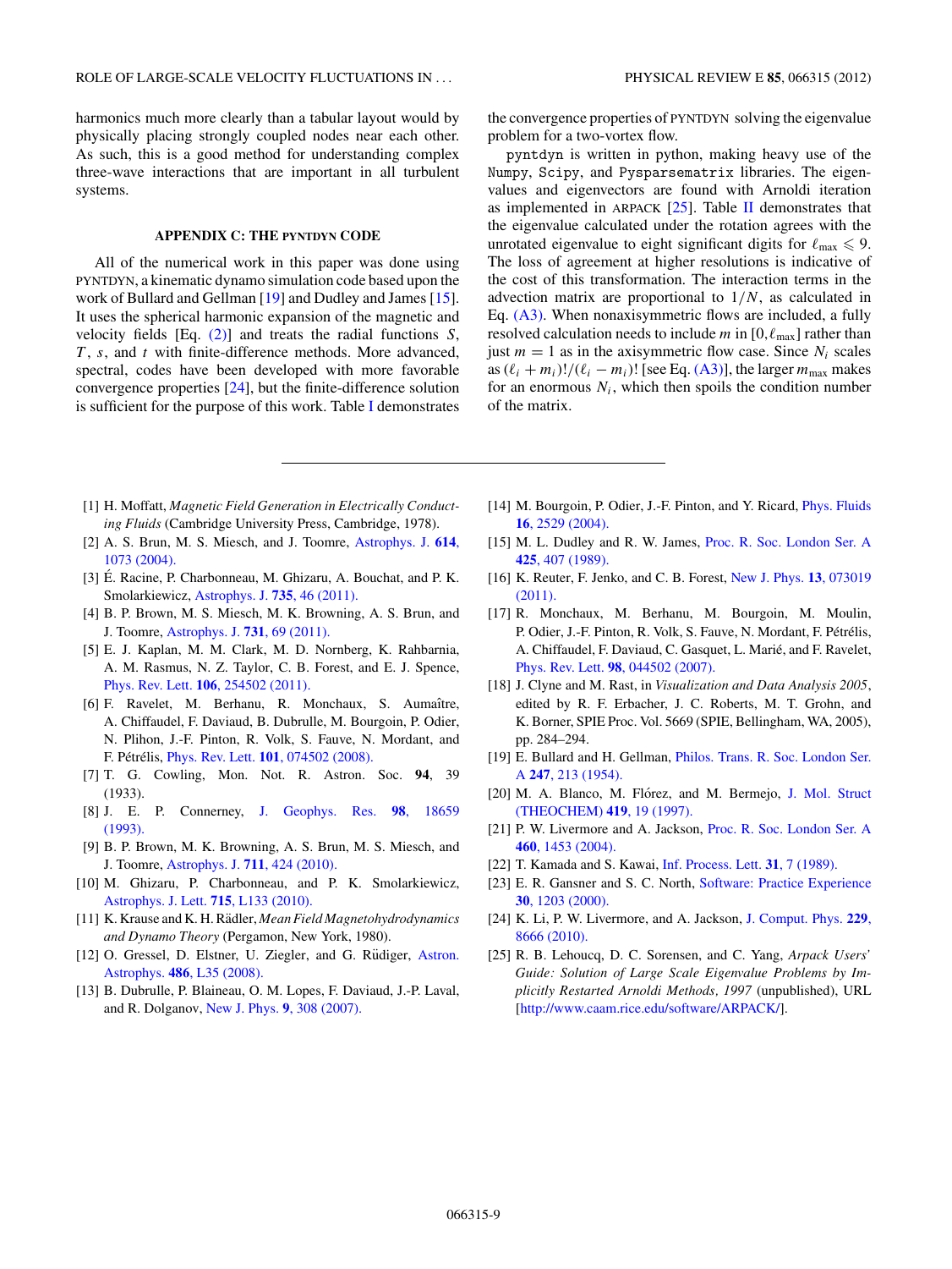harmonics much more clearly than a tabular layout would by physically placing strongly coupled nodes near each other. As such, this is a good method for understanding complex three-wave interactions that are important in all turbulent systems.

### APPENDIX C: THE PYNTDYN CODE

All of the numerical work in this paper was done using PYNTDYN, a kinematic dynamo simulation code based upon the work of Bullard and Gellman [19] and Dudley and James [15]. It uses the spherical harmonic expansion of the magnetic and velocity fields [Eq. (2)] and treats the radial functions $S$, $T$, $s$, and $t$ with finite-difference methods. More advanced, spectral, codes have been developed with more favorable convergence properties [24], but the finite-difference solution is sufficient for the purpose of this work. Table I demonstrates the convergence properties of PYNTDYN solving the eigenvalue problem for a two-vortex flow.

pyntdyn is written in python, making heavy use of the Numpy, Scipy, and Pysparsematrix libraries. The eigenvalues and eigenvectors are found with Arnoldi iteration as implemented in ARPACK [25]. Table II demonstrates that the eigenvalue calculated under the rotation agrees with the unrotated eigenvalue to eight significant digits for $\ell_{\max} \leqslant 9$. The loss of agreement at higher resolutions is indicative of the cost of this transformation. The interaction terms in the advection matrix are proportional to $1/N$, as calculated in Eq. (A3). When nonaxisymmetric flows are included, a fully resolved calculation needs to include $m$ in $[0,\ell_{\max}]$ rather than just $m = 1$ as in the axisymmetric flow case. Since $N_i$ scales as $(\ell_i + m_i)!/(\ell_i - m_i)!$ [see Eq. (A3)], the larger $m_{\max}$ makes for an enormous $N_i$, which then spoils the condition number of the matrix.

---

[1] H. Moffatt, *Magnetic Field Generation in Electrically Conducting Fluids* (Cambridge University Press, Cambridge, 1978).

[2] A. S. Brun, M. S. Miesch, and J. Toomre, Astrophys. J. **614**, 1073 (2004).

[3] É. Racine, P. Charbonneau, M. Ghizaru, A. Bouchat, and P. K. Smolarkiewicz, Astrophys. J. **735**, 46 (2011).

[4] B. P. Brown, M. S. Miesch, M. K. Browning, A. S. Brun, and J. Toomre, Astrophys. J. **731**, 69 (2011).

[5] E. J. Kaplan, M. M. Clark, M. D. Nornberg, K. Rahbarnia, A. M. Rasmus, N. Z. Taylor, C. B. Forest, and E. J. Spence, Phys. Rev. Lett. **106**, 254502 (2011).

[6] F. Ravelet, M. Berhanu, R. Monchaux, S. Aumaître, A. Chiffaudel, F. Daviaud, B. Dubrulle, M. Bourgoin, P. Odier, N. Plihon, J.-F. Pinton, R. Volk, S. Fauve, N. Mordant, and F. Pétrélis, Phys. Rev. Lett. **101**, 074502 (2008).

[7] T. G. Cowling, Mon. Not. R. Astron. Soc. **94**, 39 (1933).

[8] J. E. P. Connerney, J. Geophys. Res. **98**, 18659 (1993).

[9] B. P. Brown, M. K. Browning, A. S. Brun, M. S. Miesch, and J. Toomre, Astrophys. J. **711**, 424 (2010).

[10] M. Ghizaru, P. Charbonneau, and P. K. Smolarkiewicz, Astrophys. J. Lett. **715**, L133 (2010).

[11] K. Krause and K. H. Rädler, *Mean Field Magnetohydrodynamics and Dynamo Theory* (Pergamon, New York, 1980).

[12] O. Gressel, D. Elstner, U. Ziegler, and G. Rüdiger, Astron. Astrophys. **486**, L35 (2008).

[13] B. Dubrulle, P. Blaineau, O. M. Lopes, F. Daviaud, J.-P. Laval, and R. Dolganov, New J. Phys. **9**, 308 (2007).

[14] M. Bourgoin, P. Odier, J.-F. Pinton, and Y. Ricard, Phys. Fluids **16**, 2529 (2004).

[15] M. L. Dudley and R. W. James, Proc. R. Soc. London Ser. A **425**, 407 (1989).

[16] K. Reuter, F. Jenko, and C. B. Forest, New J. Phys. **13**, 073019 (2011).

[17] R. Monchaux, M. Berhanu, M. Bourgoin, M. Moulin, P. Odier, J.-F. Pinton, R. Volk, S. Fauve, N. Mordant, F. Pétrélis, A. Chiffaudel, F. Daviaud, B. Dubrulle, C. Gasquet, L. Marié, and F. Ravelet, Phys. Rev. Lett. **98**, 044502 (2007).

[18] J. Clyne and M. Rast, in *Visualization and Data Analysis 2005*, edited by R. F. Erbacher, J. C. Roberts, M. T. Grohn, and K. Borner, SPIE Proc. Vol. 5669 (SPIE, Bellingham, WA, 2005), pp. 284–294.

[19] E. Bullard and H. Gellman, Philos. Trans. R. Soc. London Ser. A **247**, 213 (1954).

[20] M. A. Blanco, M. Flórez, and M. Bermejo, J. Mol. Struct (THEOCHEM) **419**, 19 (1997).

[21] P. W. Livermore and A. Jackson, Proc. R. Soc. London Ser. A **460**, 1453 (2004).

[22] T. Kamada and S. Kawai, Inf. Process. Lett. **31**, 7 (1989).

[23] E. R. Gansner and S. C. North, Software: Practice Experience **30**, 1203 (2000).

[24] K. Li, P. W. Livermore, and A. Jackson, J. Comput. Phys. **229**, 8666 (2010).

[25] R. B. Lehoucq, D. C. Sorensen, and C. Yang, *Arpack Users' Guide: Solution of Large Scale Eigenvalue Problems by Implicitly Restarted Arnoldi Methods, 1997* (unpublished), URL [http://www.caam.rice.edu/software/ARPACK/].